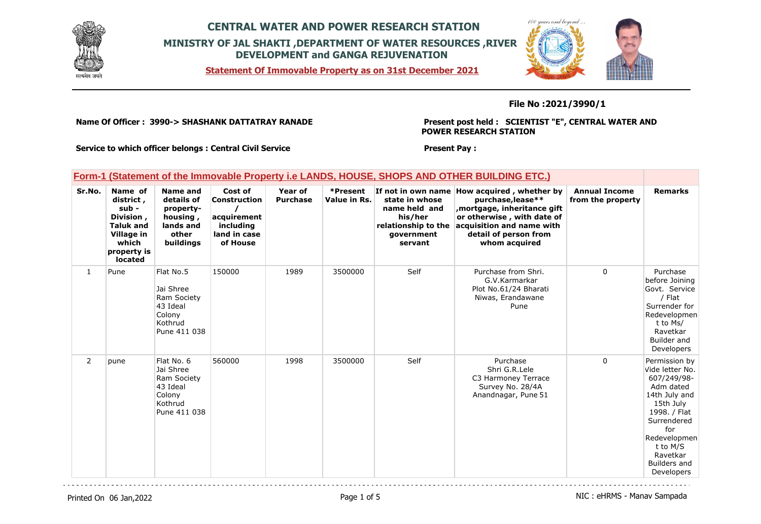# CENTRAL WATER AND POWER RESEARCH STATION

## MINISTRY OF JAL SHAKTI ,DEPARTMENT OF WATER RESOURCES ,RIVER DEVELOPMENT and GANGA REJUVENATION

**Statement Of Immovable Property as on 31st December 2021**

**File No :2021/3990/1**

**Name Of Officer : 3990-> SHASHANK DATTATRAY RANADE**

**Present post held : SCIENTIST "E", CENTRAL WATER AND POWER RESEARCH STATION**

**Service to which officer belongs : Central Civil Service**

**Present Pay :**

## Form-1 (Statement of the Immovable Property i.e LANDS, HOUSE, SHOPS AND OTHER BUILDING ETC.)

| Sr.No. | Name of district , sub - Division , Taluk and Village in which property is located | Name and details of property- housing , lands and other buildings | Cost of Construction / acquirement including land in case of House | Year of Purchase | *Present Value in Rs. | If not in own name state in whose name held and his/her relationship to the government servant | How acquired , whether by purchase,lease** ,mortgage, inheritance gift or otherwise , with date of acquisition and name with detail of person from whom acquired | Annual Income from the property | Remarks |
|---|---|---|---|---|---|---|---|---|---|
| 1 | Pune | Flat No.5 Jai Shree Ram Society 43 Ideal Colony Kothrud Pune 411 038 | 150000 | 1989 | 3500000 | Self | Purchase from Shri. G.V.Karmarkar Plot No.61/24 Bharati Niwas, Erandawane Pune | 0 | Purchase before Joining Govt. Service / Flat Surrender for Redevelopment to Ms/ Ravetkar Builder and Developers |
| 2 | pune | Flat No. 6 Jai Shree Ram Society 43 Ideal Colony Kothrud Pune 411 038 | 560000 | 1998 | 3500000 | Self | Purchase Shri G.R.Lele C3 Harmoney Terrace Survey No. 28/4A Anandnagar, Pune 51 | 0 | Permission by vide letter No. 607/249/98-Adm dated 14th July and 15th July 1998. / Flat Surrendered for Redevelopment to M/S Ravetkar Builders and Developers |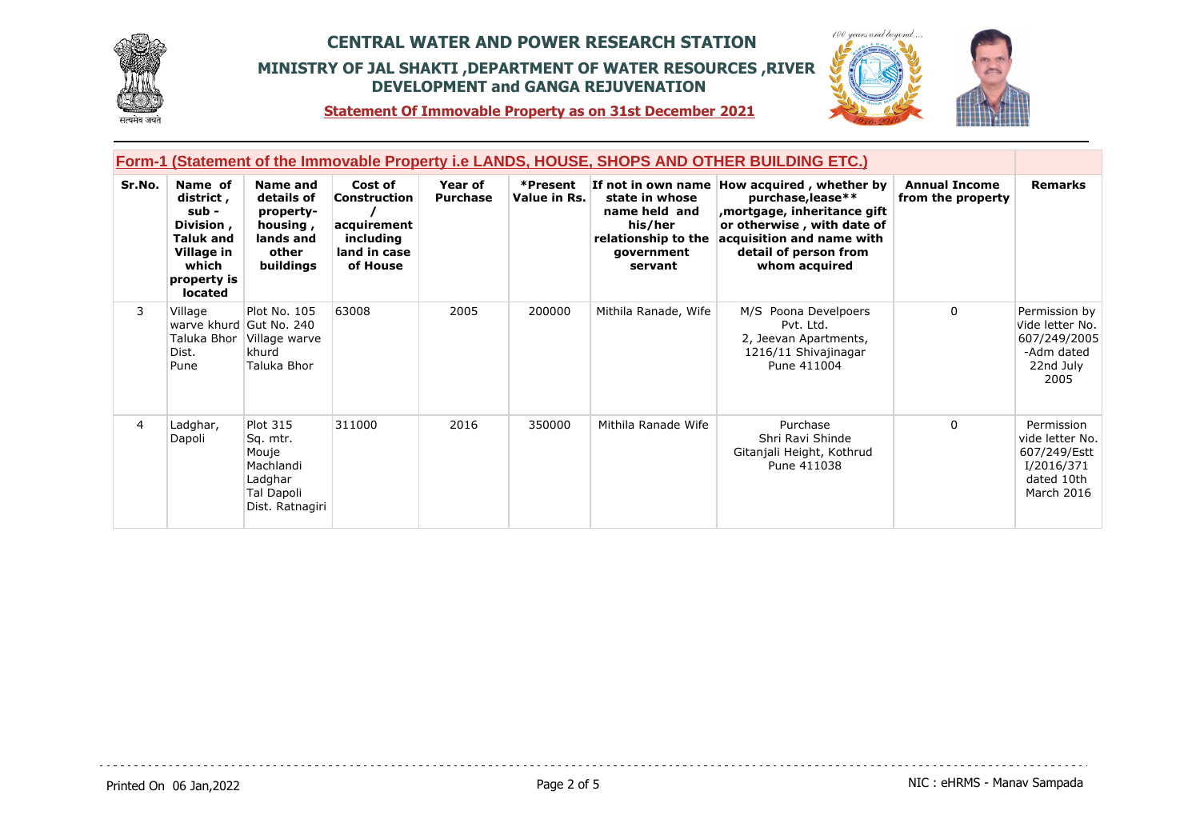# CENTRAL WATER AND POWER RESEARCH STATION

## MINISTRY OF JAL SHAKTI ,DEPARTMENT OF WATER RESOURCES ,RIVER DEVELOPMENT and GANGA REJUVENATION

**Statement Of Immovable Property as on 31st December 2021**

### Form-1 (Statement of the Immovable Property i.e LANDS, HOUSE, SHOPS AND OTHER BUILDING ETC.)

| Sr.No. | Name of district , sub - Division , Taluk and Village in which property is located | Name and details of property- housing , lands and other buildings | Cost of Construction / acquirement including land in case of House | Year of Purchase | *Present Value in Rs. | If not in own name state in whose name held and his/her relationship to the government servant | How acquired , whether by purchase,lease** ,mortgage, inheritance gift or otherwise , with date of acquisition and name with detail of person from whom acquired | Annual Income from the property | Remarks |
|---|---|---|---|---|---|---|---|---|---|
| 3 | Village warve khurd Taluka Bhor Dist. Pune | Plot No. 105 Gut No. 240 Village warve khurd Taluka Bhor | 63008 | 2005 | 200000 | Mithila Ranade, Wife | M/S Poona Develpoers Pvt. Ltd. 2, Jeevan Apartments, 1216/11 Shivajinagar Pune 411004 | 0 | Permission by vide letter No. 607/249/2005 -Adm dated 22nd July 2005 |
| 4 | Ladghar, Dapoli | Plot 315 Sq. mtr. Mouje Machlandi Ladghar Tal Dapoli Dist. Ratnagiri | 311000 | 2016 | 350000 | Mithila Ranade Wife | Purchase Shri Ravi Shinde Gitanjali Height, Kothrud Pune 411038 | 0 | Permission vide letter No. 607/249/Estt I/2016/371 dated 10th March 2016 |

Printed On 06 Jan,2022

NIC : eHRMS - Manav Sampada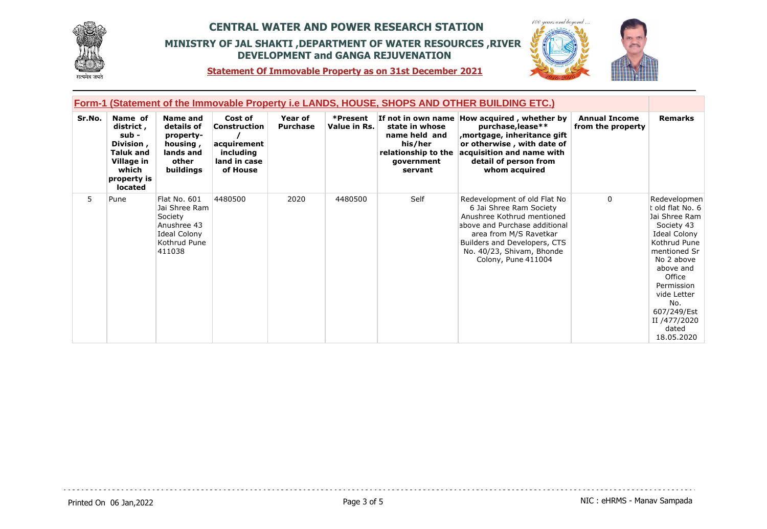# CENTRAL WATER AND POWER RESEARCH STATION

## MINISTRY OF JAL SHAKTI ,DEPARTMENT OF WATER RESOURCES ,RIVER DEVELOPMENT and GANGA REJUVENATION

**Statement Of Immovable Property as on 31st December 2021**

### Form-1 (Statement of the Immovable Property i.e LANDS, HOUSE, SHOPS AND OTHER BUILDING ETC.)

| Sr.No. | Name of district , sub - Division , Taluk and Village in which property is located | Name and details of property-housing , lands and other buildings | Cost of Construction / acquirement including land in case of House | Year of Purchase | *Present Value in Rs. | If not in own name state in whose name held and his/her relationship to the government servant | How acquired , whether by purchase,lease** ,mortgage, inheritance gift or otherwise , with date of acquisition and name with detail of person from whom acquired | Annual Income from the property | Remarks |
|---|---|---|---|---|---|---|---|---|---|
| 5 | Pune | Flat No. 601 Jai Shree Ram Society Anushree 43 Ideal Colony Kothrud Pune 411038 | 4480500 | 2020 | 4480500 | Self | Redevelopment of old Flat No 6 Jai Shree Ram Society Anushree Kothrud mentioned above and Purchase additional area from M/S Ravetkar Builders and Developers, CTS No. 40/23, Shivam, Bhonde Colony, Pune 411004 | 0 | Redevelopment old flat No. 6 Jai Shree Ram Society 43 Ideal Colony Kothrud Pune mentioned Sr No 2 above above and Office Permission vide Letter No. 607/249/Est II /477/2020 dated 18.05.2020 |

Printed On 06 Jan,2022

NIC : eHRMS - Manav Sampada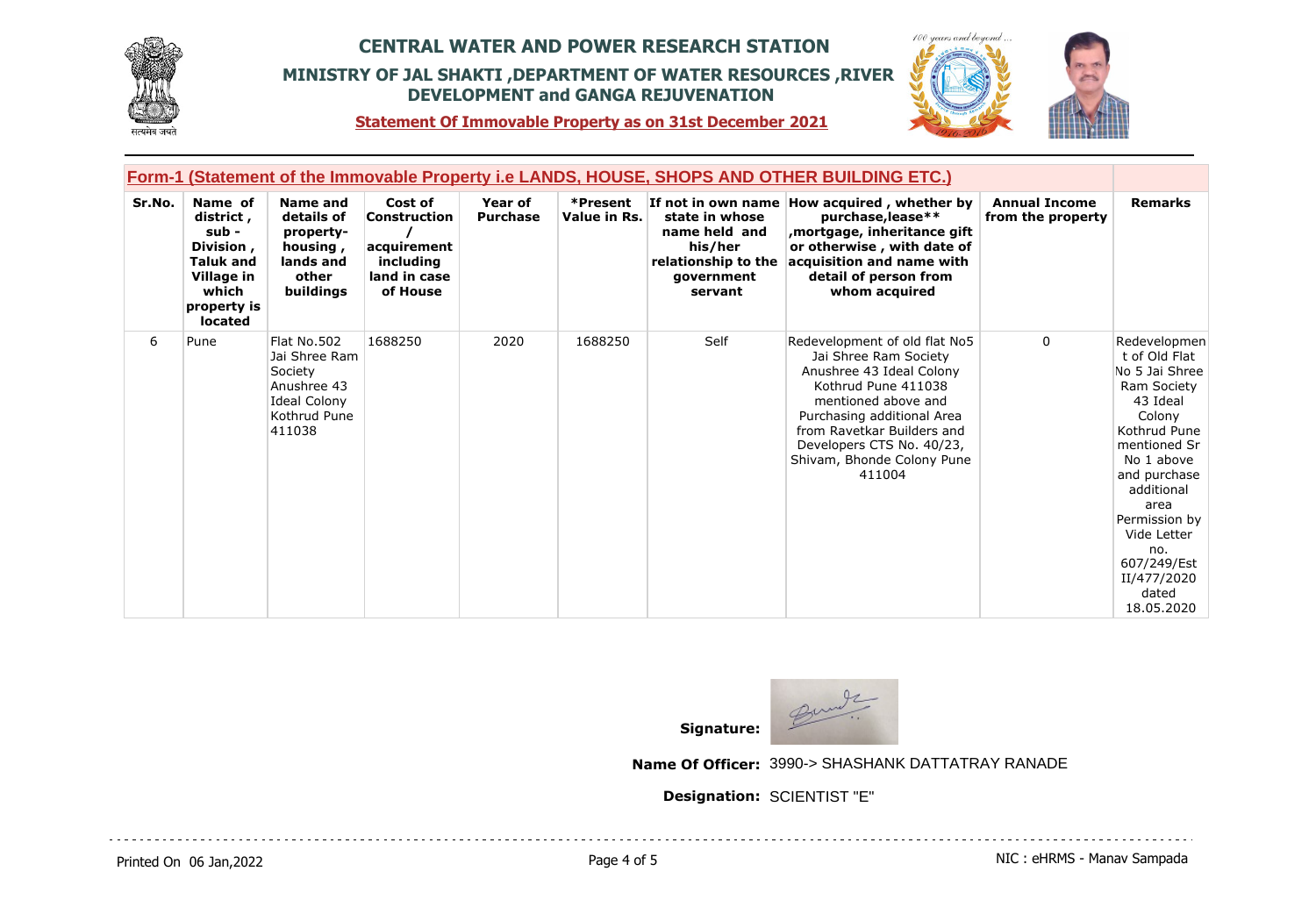# CENTRAL WATER AND POWER RESEARCH STATION

## MINISTRY OF JAL SHAKTI ,DEPARTMENT OF WATER RESOURCES ,RIVER DEVELOPMENT and GANGA REJUVENATION

**Statement Of Immovable Property as on 31st December 2021**

### Form-1 (Statement of the Immovable Property i.e LANDS, HOUSE, SHOPS AND OTHER BUILDING ETC.)

| Sr.No. | Name of district , sub - Division , Taluk and Village in which property is located | Name and details of property- housing , lands and other buildings | Cost of Construction / acquirement including land in case of House | Year of Purchase | *Present Value in Rs. | If not in own name state in whose name held and his/her relationship to the government servant | How acquired , whether by purchase,lease** ,mortgage, inheritance gift or otherwise , with date of acquisition and name with detail of person from whom acquired | Annual Income from the property | Remarks |
|---|---|---|---|---|---|---|---|---|---|
| 6 | Pune | Flat No.502 Jai Shree Ram Society Anushree 43 Ideal Colony Kothrud Pune 411038 | 1688250 | 2020 | 1688250 | Self | Redevelopment of old flat No5 Jai Shree Ram Society Anushree 43 Ideal Colony Kothrud Pune 411038 mentioned above and Purchasing additional Area from Ravetkar Builders and Developers CTS No. 40/23, Shivam, Bhonde Colony Pune 411004 | 0 | Redevelopment of Old Flat No 5 Jai Shree Ram Society 43 Ideal Colony Kothrud Pune mentioned Sr No 1 above and purchase additional area Permission by Vide Letter no. 607/249/Est II/477/2020 dated 18.05.2020 |

**Signature:**

**Name Of Officer:** 3990-> SHASHANK DATTATRAY RANADE

**Designation:** SCIENTIST "E"

Printed On 06 Jan,2022

NIC : eHRMS - Manav Sampada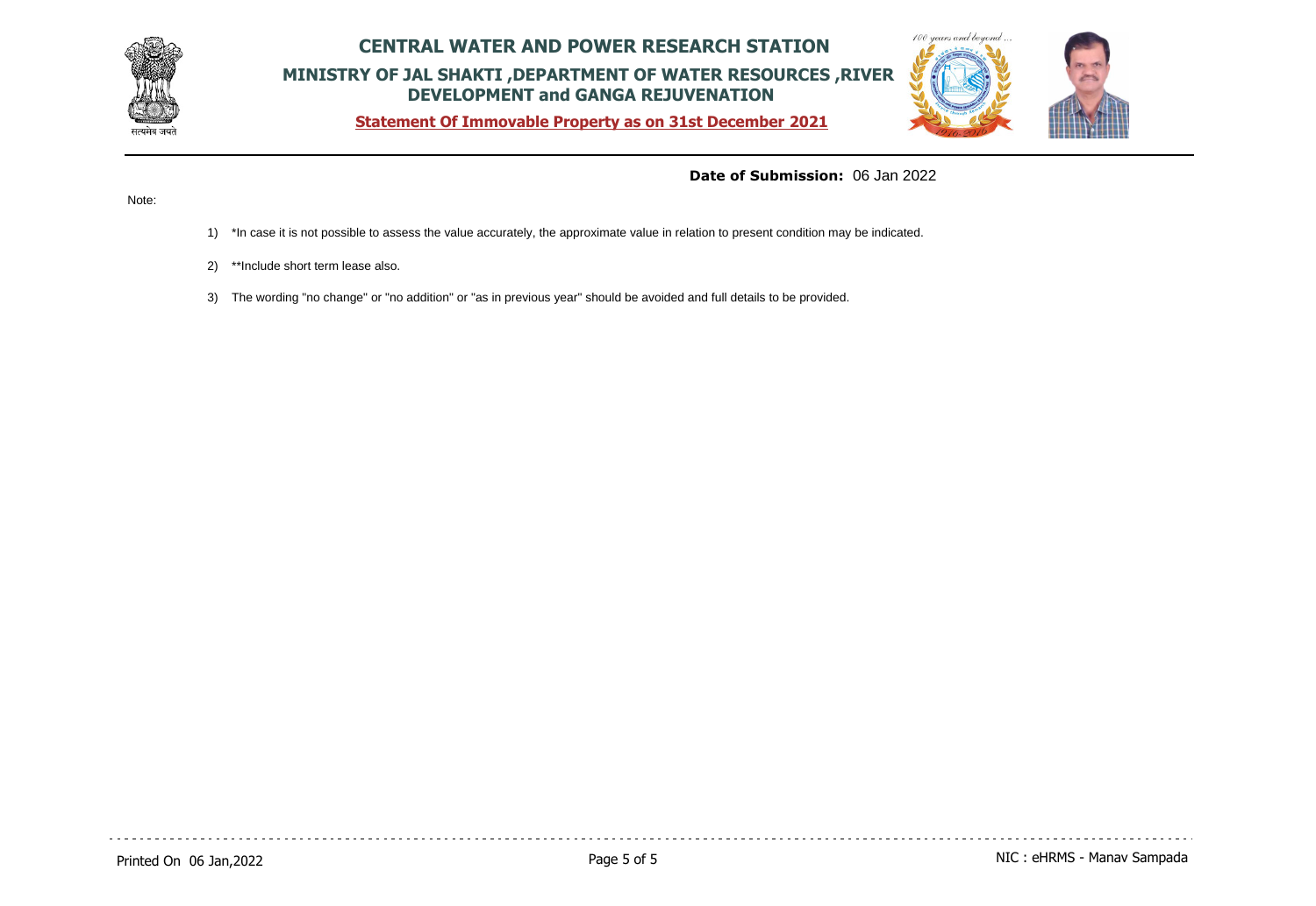# CENTRAL WATER AND POWER RESEARCH STATION

## MINISTRY OF JAL SHAKTI ,DEPARTMENT OF WATER RESOURCES ,RIVER DEVELOPMENT and GANGA REJUVENATION

**Statement Of Immovable Property as on 31st December 2021**

**Date of Submission:** 06 Jan 2022

Note:

1) *In case it is not possible to assess the value accurately, the approximate value in relation to present condition may be indicated.
2) **Include short term lease also.
3) The wording "no change" or "no addition" or "as in previous year" should be avoided and full details to be provided.